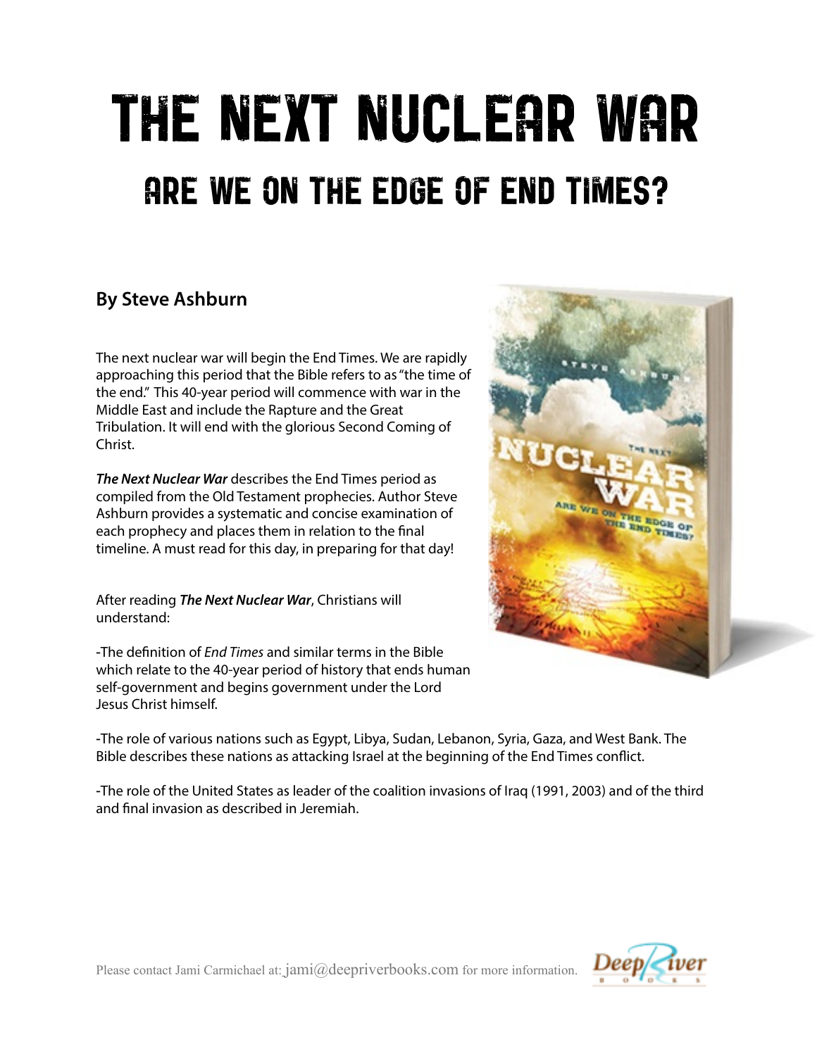# THE NEXT NUCLEAR WAR

## ARE WE ON THE EDGE OF END TIMES?

**By Steve Ashburn**

The next nuclear war will begin the End Times. We are rapidly approaching this period that the Bible refers to as "the time of the end." This 40-year period will commence with war in the Middle East and include the Rapture and the Great Tribulation. It will end with the glorious Second Coming of Christ.

***The Next Nuclear War*** describes the End Times period as compiled from the Old Testament prophecies. Author Steve Ashburn provides a systematic and concise examination of each prophecy and places them in relation to the final timeline. A must read for this day, in preparing for that day!

After reading ***The Next Nuclear War***, Christians will understand:

-The definition of *End Times* and similar terms in the Bible which relate to the 40-year period of history that ends human self-government and begins government under the Lord Jesus Christ himself.

-The role of various nations such as Egypt, Libya, Sudan, Lebanon, Syria, Gaza, and West Bank. The Bible describes these nations as attacking Israel at the beginning of the End Times conflict.

-The role of the United States as leader of the coalition invasions of Iraq (1991, 2003) and of the third and final invasion as described in Jeremiah.

Please contact Jami Carmichael at: jami@deepriverbooks.com for more information.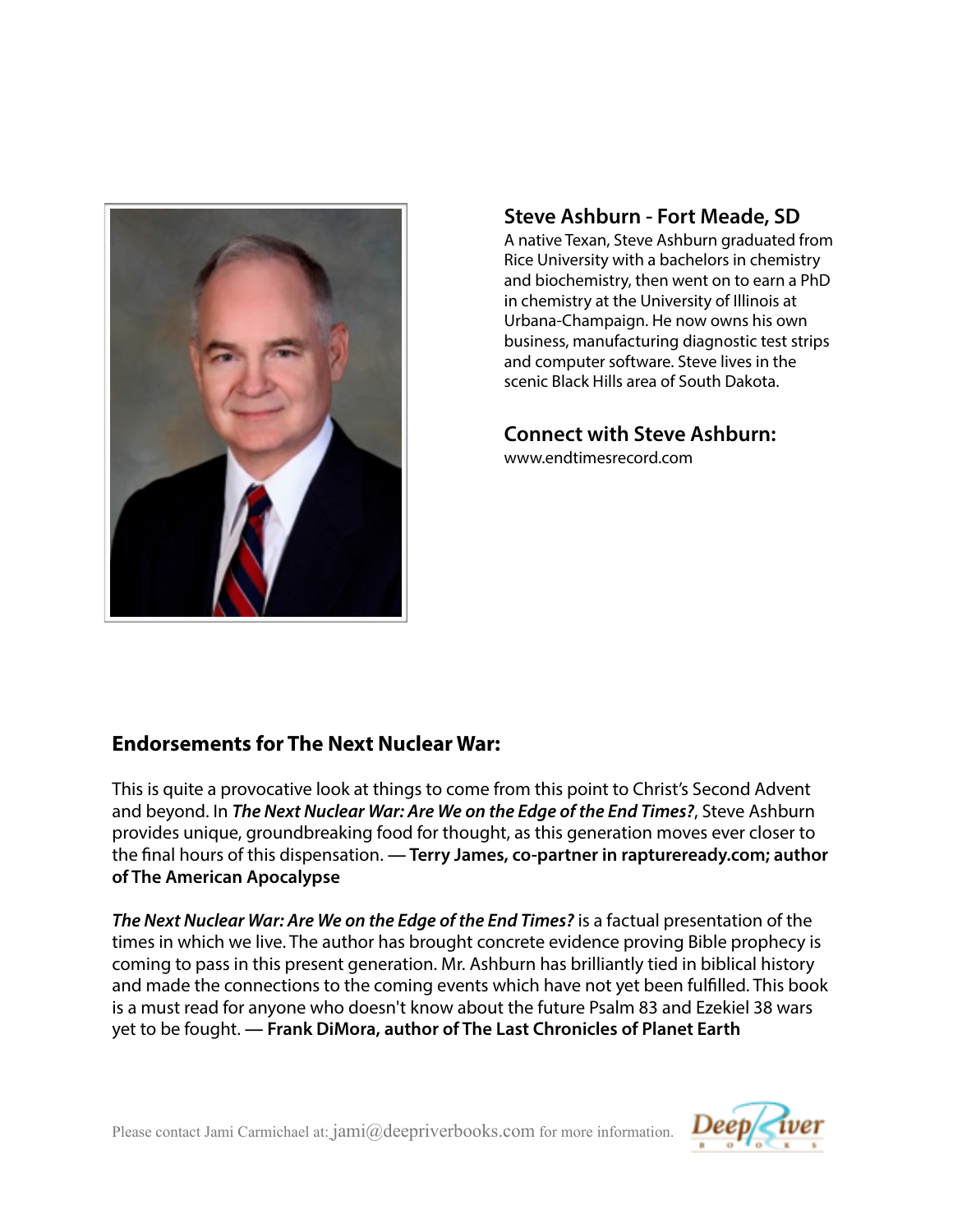## Steve Ashburn - Fort Meade, SD

A native Texan, Steve Ashburn graduated from Rice University with a bachelors in chemistry and biochemistry, then went on to earn a PhD in chemistry at the University of Illinois at Urbana-Champaign. He now owns his own business, manufacturing diagnostic test strips and computer software. Steve lives in the scenic Black Hills area of South Dakota.

## Connect with Steve Ashburn:

www.endtimesrecord.com

## Endorsements for The Next Nuclear War:

This is quite a provocative look at things to come from this point to Christ's Second Advent and beyond. In ***The Next Nuclear War: Are We on the Edge of the End Times?***, Steve Ashburn provides unique, groundbreaking food for thought, as this generation moves ever closer to the final hours of this dispensation. **— Terry James, co-partner in raptureready.com; author of The American Apocalypse**

***The Next Nuclear War: Are We on the Edge of the End Times?*** is a factual presentation of the times in which we live. The author has brought concrete evidence proving Bible prophecy is coming to pass in this present generation. Mr. Ashburn has brilliantly tied in biblical history and made the connections to the coming events which have not yet been fulfilled. This book is a must read for anyone who doesn't know about the future Psalm 83 and Ezekiel 38 wars yet to be fought. **— Frank DiMora, author of The Last Chronicles of Planet Earth**

Please contact Jami Carmichael at: jami@deepriverbooks.com for more information.

Deep River Books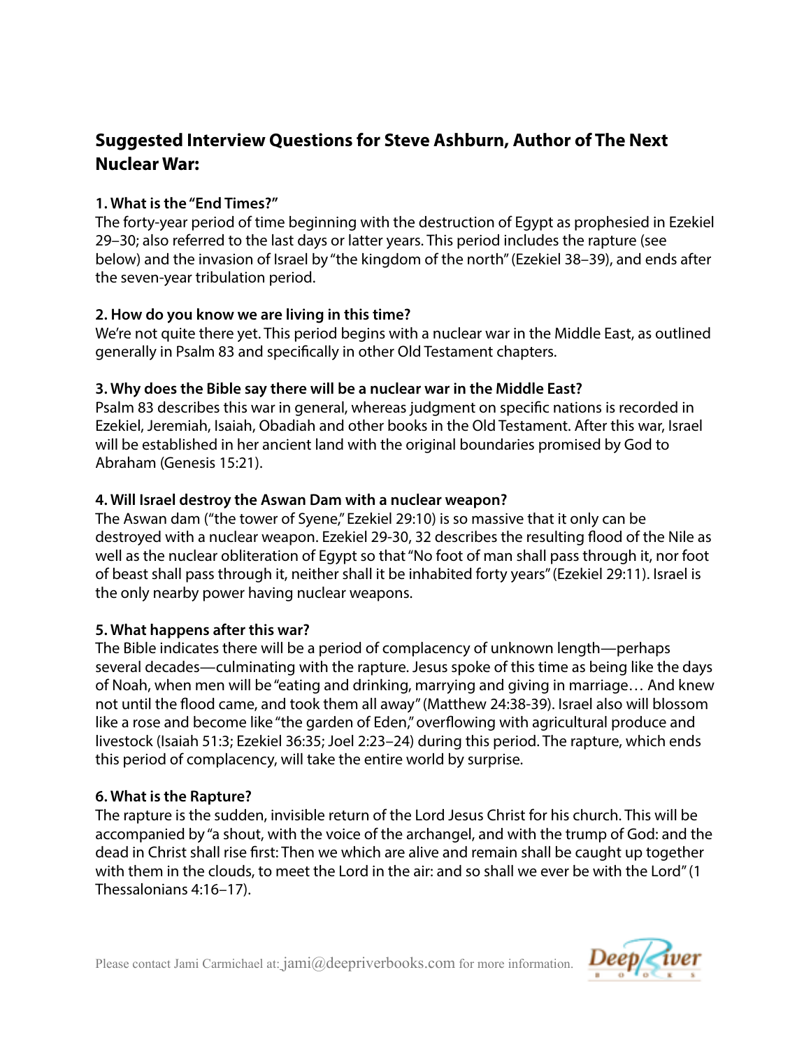## Suggested Interview Questions for Steve Ashburn, Author of The Next Nuclear War:

**1. What is the "End Times?"**
The forty-year period of time beginning with the destruction of Egypt as prophesied in Ezekiel 29–30; also referred to as the last days or latter years. This period includes the rapture (see below) and the invasion of Israel by "the kingdom of the north" (Ezekiel 38–39), and ends after the seven-year tribulation period.

**2. How do you know we are living in this time?**
We're not quite there yet. This period begins with a nuclear war in the Middle East, as outlined generally in Psalm 83 and specifically in other Old Testament chapters.

**3. Why does the Bible say there will be a nuclear war in the Middle East?**
Psalm 83 describes this war in general, whereas judgment on specific nations is recorded in Ezekiel, Jeremiah, Isaiah, Obadiah and other books in the Old Testament. After this war, Israel will be established in her ancient land with the original boundaries promised by God to Abraham (Genesis 15:21).

**4. Will Israel destroy the Aswan Dam with a nuclear weapon?**
The Aswan dam ("the tower of Syene," Ezekiel 29:10) is so massive that it only can be destroyed with a nuclear weapon. Ezekiel 29-30, 32 describes the resulting flood of the Nile as well as the nuclear obliteration of Egypt so that "No foot of man shall pass through it, nor foot of beast shall pass through it, neither shall it be inhabited forty years" (Ezekiel 29:11). Israel is the only nearby power having nuclear weapons.

**5. What happens after this war?**
The Bible indicates there will be a period of complacency of unknown length—perhaps several decades—culminating with the rapture. Jesus spoke of this time as being like the days of Noah, when men will be "eating and drinking, marrying and giving in marriage… And knew not until the flood came, and took them all away" (Matthew 24:38-39). Israel also will blossom like a rose and become like "the garden of Eden," overflowing with agricultural produce and livestock (Isaiah 51:3; Ezekiel 36:35; Joel 2:23–24) during this period. The rapture, which ends this period of complacency, will take the entire world by surprise.

**6. What is the Rapture?**
The rapture is the sudden, invisible return of the Lord Jesus Christ for his church. This will be accompanied by "a shout, with the voice of the archangel, and with the trump of God: and the dead in Christ shall rise first: Then we which are alive and remain shall be caught up together with them in the clouds, to meet the Lord in the air: and so shall we ever be with the Lord" (1 Thessalonians 4:16–17).

Please contact Jami Carmichael at: jami@deepriverbooks.com for more information.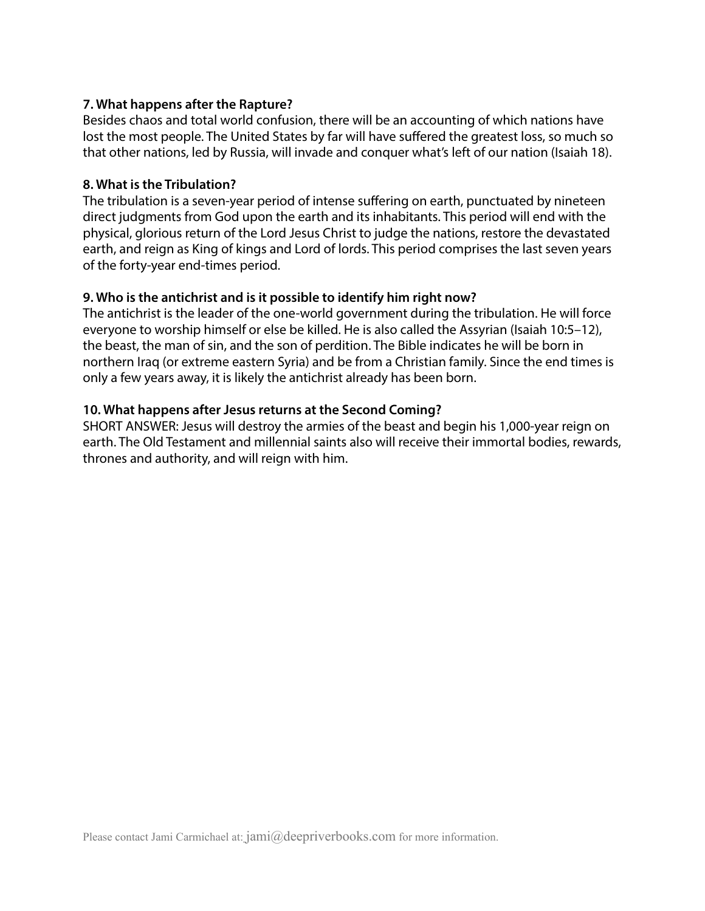**7. What happens after the Rapture?**

Besides chaos and total world confusion, there will be an accounting of which nations have lost the most people. The United States by far will have suffered the greatest loss, so much so that other nations, led by Russia, will invade and conquer what's left of our nation (Isaiah 18).

**8. What is the Tribulation?**

The tribulation is a seven-year period of intense suffering on earth, punctuated by nineteen direct judgments from God upon the earth and its inhabitants. This period will end with the physical, glorious return of the Lord Jesus Christ to judge the nations, restore the devastated earth, and reign as King of kings and Lord of lords. This period comprises the last seven years of the forty-year end-times period.

**9. Who is the antichrist and is it possible to identify him right now?**

The antichrist is the leader of the one-world government during the tribulation. He will force everyone to worship himself or else be killed. He is also called the Assyrian (Isaiah 10:5–12), the beast, the man of sin, and the son of perdition. The Bible indicates he will be born in northern Iraq (or extreme eastern Syria) and be from a Christian family. Since the end times is only a few years away, it is likely the antichrist already has been born.

**10. What happens after Jesus returns at the Second Coming?**

SHORT ANSWER: Jesus will destroy the armies of the beast and begin his 1,000-year reign on earth. The Old Testament and millennial saints also will receive their immortal bodies, rewards, thrones and authority, and will reign with him.

Please contact Jami Carmichael at: jami@deepriverbooks.com for more information.